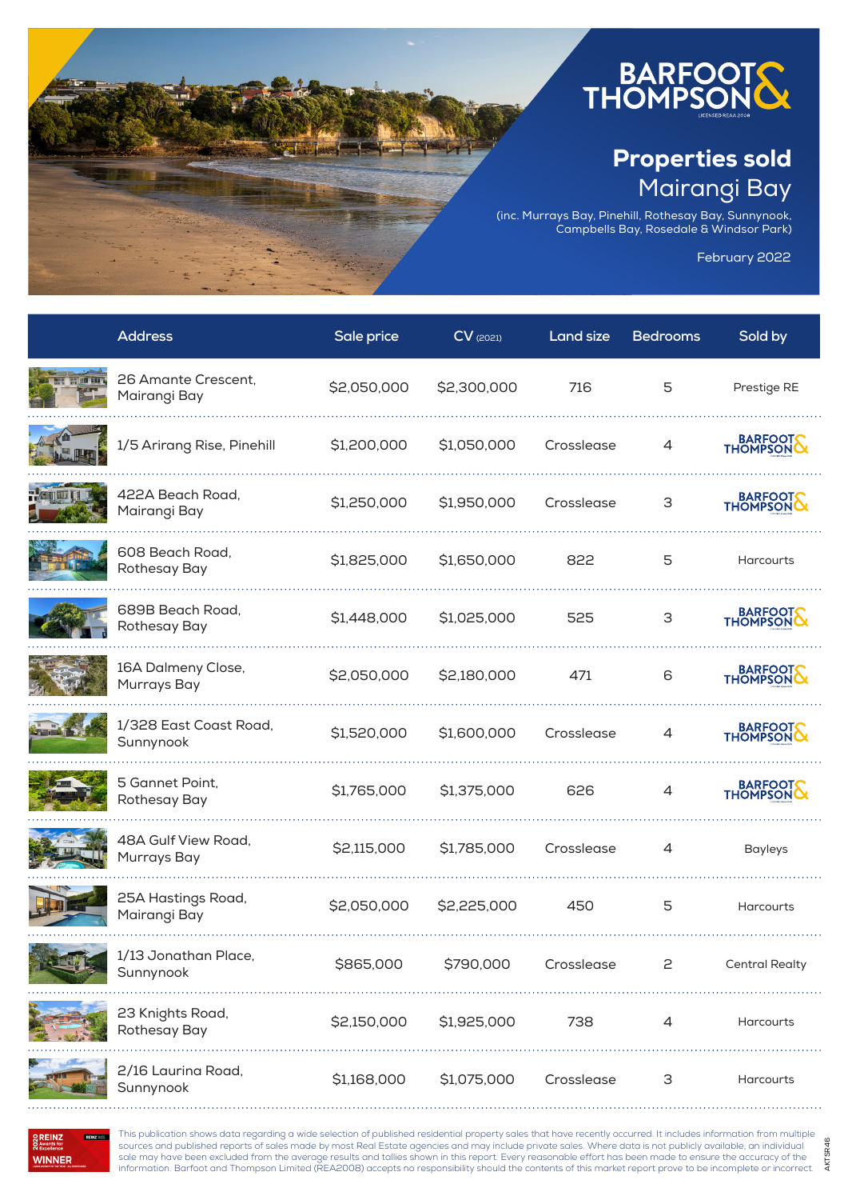# Properties sold Mairangi Bay

(inc. Murrays Bay, Pinehill, Rothesay Bay, Sunnynook, Campbells Bay, Rosedale & Windsor Park)

February 2022

| Address | Sale price | CV (2021) | Land size | Bedrooms | Sold by |
|---|---|---|---|---|---|
| 26 Amante Crescent, Mairangi Bay | $2,050,000 | $2,300,000 | 716 | 5 | Prestige RE |
| 1/5 Arirang Rise, Pinehill | $1,200,000 | $1,050,000 | Crosslease | 4 | Barfoot & Thompson |
| 422A Beach Road, Mairangi Bay | $1,250,000 | $1,950,000 | Crosslease | 3 | Barfoot & Thompson |
| 608 Beach Road, Rothesay Bay | $1,825,000 | $1,650,000 | 822 | 5 | Harcourts |
| 689B Beach Road, Rothesay Bay | $1,448,000 | $1,025,000 | 525 | 3 | Barfoot & Thompson |
| 16A Dalmeny Close, Murrays Bay | $2,050,000 | $2,180,000 | 471 | 6 | Barfoot & Thompson |
| 1/328 East Coast Road, Sunnynook | $1,520,000 | $1,600,000 | Crosslease | 4 | Barfoot & Thompson |
| 5 Gannet Point, Rothesay Bay | $1,765,000 | $1,375,000 | 626 | 4 | Barfoot & Thompson |
| 48A Gulf View Road, Murrays Bay | $2,115,000 | $1,785,000 | Crosslease | 4 | Bayleys |
| 25A Hastings Road, Mairangi Bay | $2,050,000 | $2,225,000 | 450 | 5 | Harcourts |
| 1/13 Jonathan Place, Sunnynook | $865,000 | $790,000 | Crosslease | 2 | Central Realty |
| 23 Knights Road, Rothesay Bay | $2,150,000 | $1,925,000 | 738 | 4 | Harcourts |
| 2/16 Laurina Road, Sunnynook | $1,168,000 | $1,075,000 | Crosslease | 3 | Harcourts |

This publication shows data regarding a wide selection of published residential property sales that have recently occurred. It includes information from multiple sources and published reports of sales made by most Real Estate agencies and may include private sales. Where data is not publicly available, an individual sale may have been excluded from the average results and tallies shown in this report. Every reasonable effort has been made to ensure the accuracy of the information. Barfoot and Thompson Limited (REA2008) accepts no responsibility should the contents of this market report prove to be incomplete or incorrect.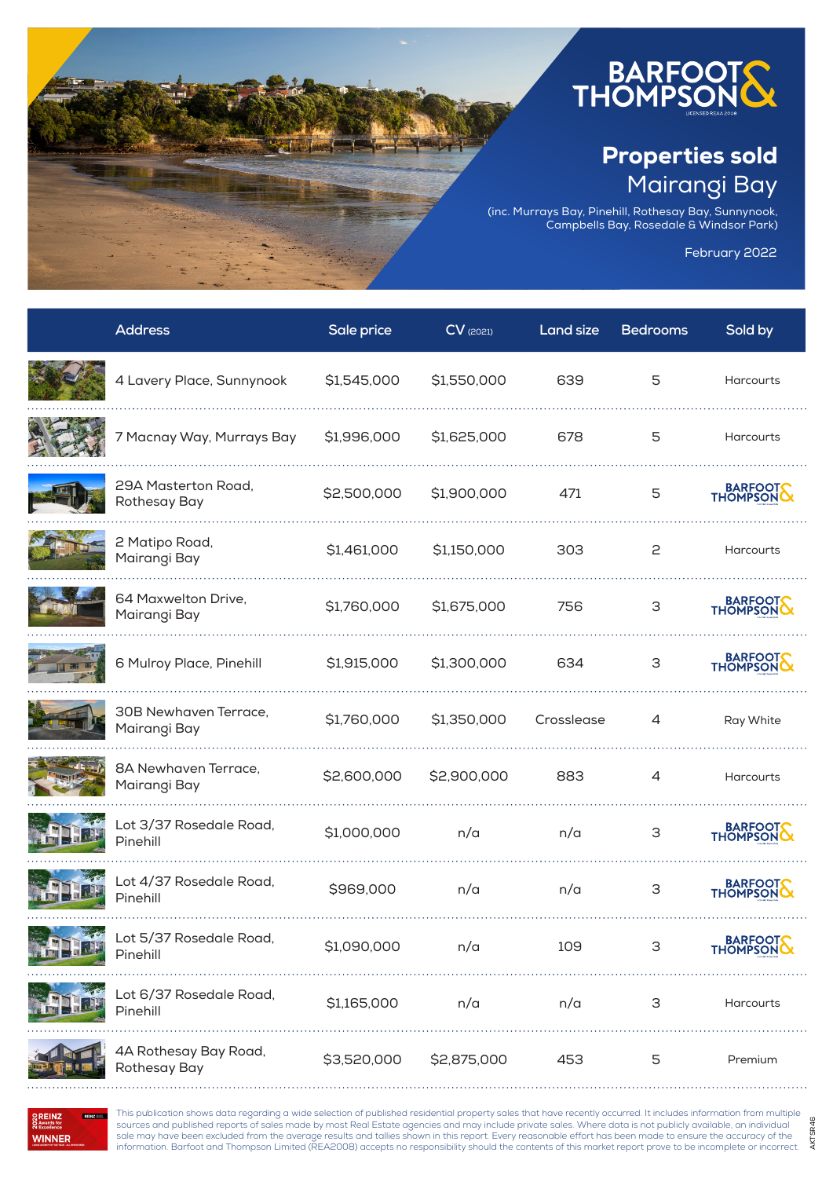# Properties sold

## Mairangi Bay

(inc. Murrays Bay, Pinehill, Rothesay Bay, Sunnynook, Campbells Bay, Rosedale & Windsor Park)

February 2022

| Address | Sale price | CV (2021) | Land size | Bedrooms | Sold by |
|---|---|---|---|---|---|
| 4 Lavery Place, Sunnynook | $1,545,000 | $1,550,000 | 639 | 5 | Harcourts |
| 7 Macnay Way, Murrays Bay | $1,996,000 | $1,625,000 | 678 | 5 | Harcourts |
| 29A Masterton Road, Rothesay Bay | $2,500,000 | $1,900,000 | 471 | 5 | Barfoot & Thompson |
| 2 Matipo Road, Mairangi Bay | $1,461,000 | $1,150,000 | 303 | 2 | Harcourts |
| 64 Maxwelton Drive, Mairangi Bay | $1,760,000 | $1,675,000 | 756 | 3 | Barfoot & Thompson |
| 6 Mulroy Place, Pinehill | $1,915,000 | $1,300,000 | 634 | 3 | Barfoot & Thompson |
| 30B Newhaven Terrace, Mairangi Bay | $1,760,000 | $1,350,000 | Crosslease | 4 | Ray White |
| 8A Newhaven Terrace, Mairangi Bay | $2,600,000 | $2,900,000 | 883 | 4 | Harcourts |
| Lot 3/37 Rosedale Road, Pinehill | $1,000,000 | n/a | n/a | 3 | Barfoot & Thompson |
| Lot 4/37 Rosedale Road, Pinehill | $969,000 | n/a | n/a | 3 | Barfoot & Thompson |
| Lot 5/37 Rosedale Road, Pinehill | $1,090,000 | n/a | 109 | 3 | Barfoot & Thompson |
| Lot 6/37 Rosedale Road, Pinehill | $1,165,000 | n/a | n/a | 3 | Harcourts |
| 4A Rothesay Bay Road, Rothesay Bay | $3,520,000 | $2,875,000 | 453 | 5 | Premium |

This publication shows data regarding a wide selection of published residential property sales that have recently occurred. It includes information from multiple sources and published reports of sales made by most Real Estate agencies and may include private sales. Where data is not publicly available, an individual sale may have been excluded from the average results and tallies shown in this report. Every reasonable effort has been made to ensure the accuracy of the information. Barfoot and Thompson Limited (REA2008) accepts no responsibility should the contents of this market report prove to be incomplete or incorrect.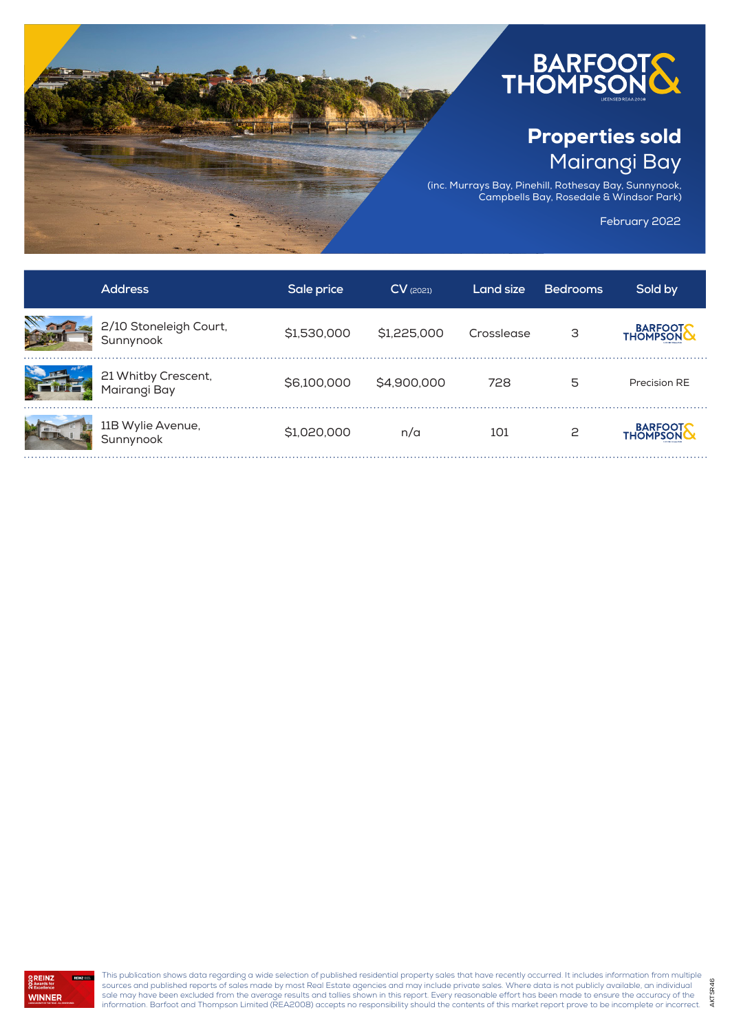BARFOOT & THOMPSON

LICENSED REAA 2008

# Properties sold

## Mairangi Bay

(inc. Murrays Bay, Pinehill, Rothesay Bay, Sunnynook, Campbells Bay, Rosedale & Windsor Park)

February 2022

| | Address | Sale price | CV (2021) | Land size | Bedrooms | Sold by |
|---|---|---|---|---|---|---|
| | 2/10 Stoneleigh Court, Sunnynook | $1,530,000 | $1,225,000 | Crosslease | 3 | Barfoot & Thompson |
| | 21 Whitby Crescent, Mairangi Bay | $6,100,000 | $4,900,000 | 728 | 5 | Precision RE |
| | 11B Wylie Avenue, Sunnynook | $1,020,000 | n/a | 101 | 2 | Barfoot & Thompson |

2020 REINZ Awards for Excellence WINNER

This publication shows data regarding a wide selection of published residential property sales that have recently occurred. It includes information from multiple sources and published reports of sales made by most Real Estate agencies and may include private sales. Where data is not publicly available, an individual sale may have been excluded from the average results and tallies shown in this report. Every reasonable effort has been made to ensure the accuracy of the information. Barfoot and Thompson Limited (REA2008) accepts no responsibility should the contents of this market report prove to be incomplete or incorrect.

AKTSR46